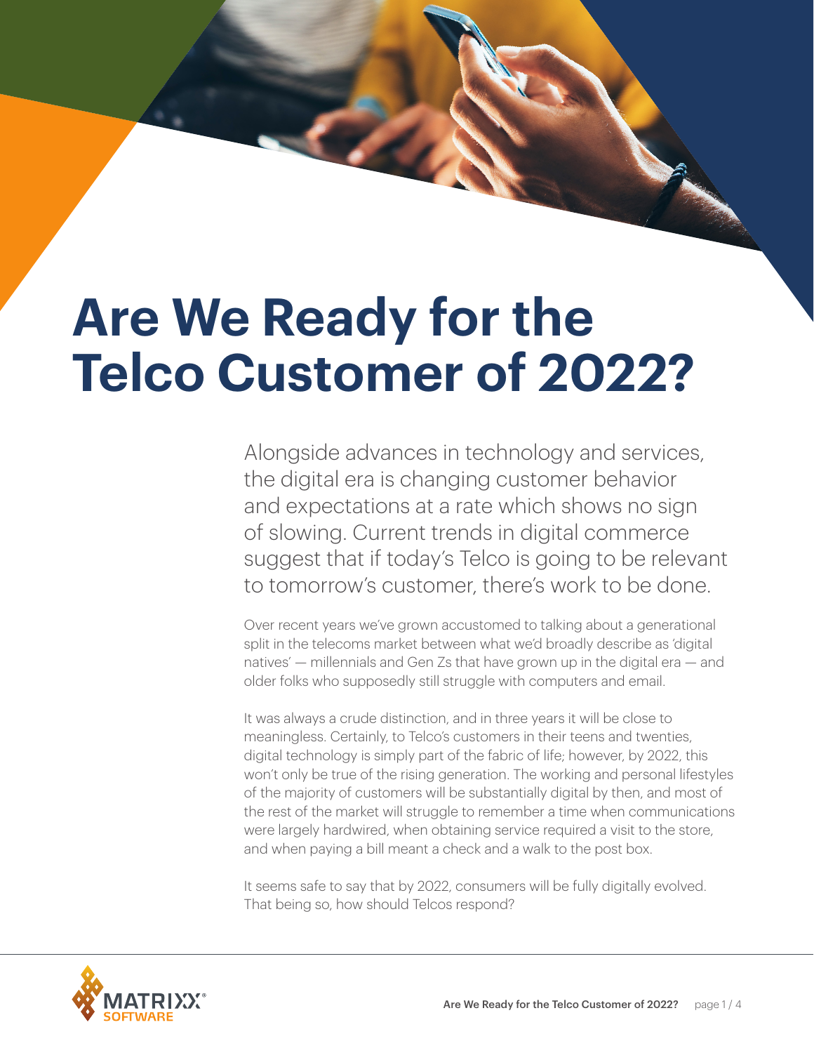# Are We Ready for the Telco Customer of 2022?

Alongside advances in technology and services, the digital era is changing customer behavior and expectations at a rate which shows no sign of slowing. Current trends in digital commerce suggest that if today's Telco is going to be relevant to tomorrow's customer, there's work to be done.

Over recent years we've grown accustomed to talking about a generational split in the telecoms market between what we'd broadly describe as 'digital natives' — millennials and Gen Zs that have grown up in the digital era — and older folks who supposedly still struggle with computers and email.

It was always a crude distinction, and in three years it will be close to meaningless. Certainly, to Telco's customers in their teens and twenties, digital technology is simply part of the fabric of life; however, by 2022, this won't only be true of the rising generation. The working and personal lifestyles of the majority of customers will be substantially digital by then, and most of the rest of the market will struggle to remember a time when communications were largely hardwired, when obtaining service required a visit to the store, and when paying a bill meant a check and a walk to the post box.

It seems safe to say that by 2022, consumers will be fully digitally evolved. That being so, how should Telcos respond?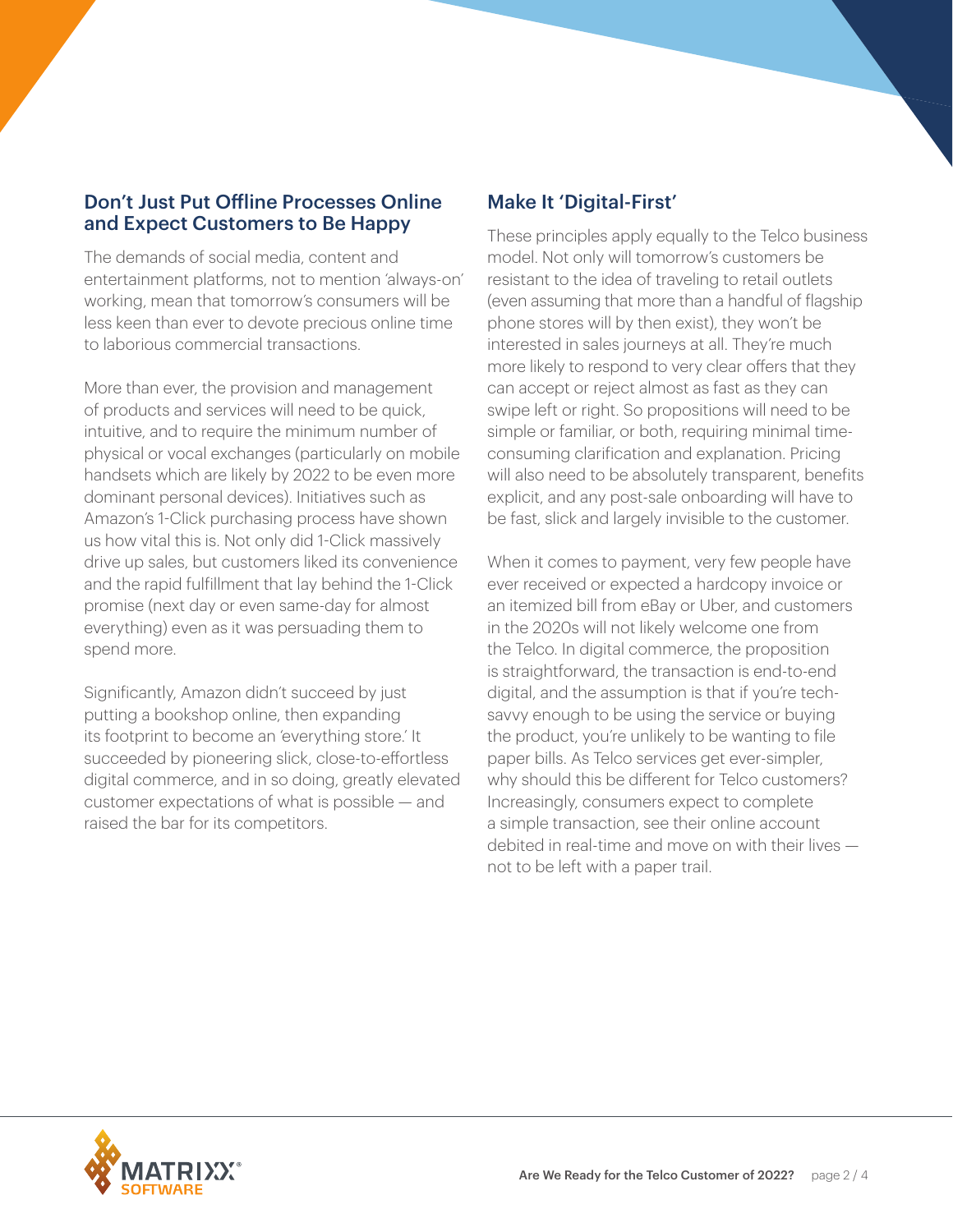## Don't Just Put Offline Processes Online and Expect Customers to Be Happy

The demands of social media, content and entertainment platforms, not to mention 'always-on' working, mean that tomorrow's consumers will be less keen than ever to devote precious online time to laborious commercial transactions.

More than ever, the provision and management of products and services will need to be quick, intuitive, and to require the minimum number of physical or vocal exchanges (particularly on mobile handsets which are likely by 2022 to be even more dominant personal devices). Initiatives such as Amazon's 1-Click purchasing process have shown us how vital this is. Not only did 1-Click massively drive up sales, but customers liked its convenience and the rapid fulfillment that lay behind the 1-Click promise (next day or even same-day for almost everything) even as it was persuading them to spend more.

Significantly, Amazon didn't succeed by just putting a bookshop online, then expanding its footprint to become an 'everything store.' It succeeded by pioneering slick, close-to-effortless digital commerce, and in so doing, greatly elevated customer expectations of what is possible — and raised the bar for its competitors.

## Make It 'Digital-First'

These principles apply equally to the Telco business model. Not only will tomorrow's customers be resistant to the idea of traveling to retail outlets (even assuming that more than a handful of flagship phone stores will by then exist), they won't be interested in sales journeys at all. They're much more likely to respond to very clear offers that they can accept or reject almost as fast as they can swipe left or right. So propositions will need to be simple or familiar, or both, requiring minimal time-consuming clarification and explanation. Pricing will also need to be absolutely transparent, benefits explicit, and any post-sale onboarding will have to be fast, slick and largely invisible to the customer.

When it comes to payment, very few people have ever received or expected a hardcopy invoice or an itemized bill from eBay or Uber, and customers in the 2020s will not likely welcome one from the Telco. In digital commerce, the proposition is straightforward, the transaction is end-to-end digital, and the assumption is that if you're tech-savvy enough to be using the service or buying the product, you're unlikely to be wanting to file paper bills. As Telco services get ever-simpler, why should this be different for Telco customers? Increasingly, consumers expect to complete a simple transaction, see their online account debited in real-time and move on with their lives — not to be left with a paper trail.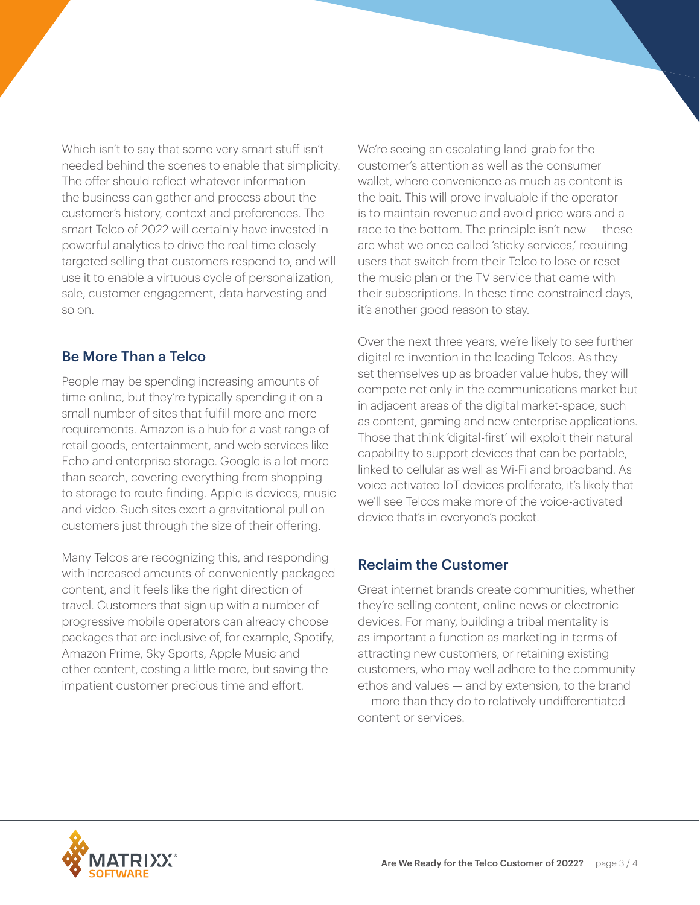Which isn't to say that some very smart stuff isn't needed behind the scenes to enable that simplicity. The offer should reflect whatever information the business can gather and process about the customer's history, context and preferences. The smart Telco of 2022 will certainly have invested in powerful analytics to drive the real-time closely-targeted selling that customers respond to, and will use it to enable a virtuous cycle of personalization, sale, customer engagement, data harvesting and so on.

## Be More Than a Telco

People may be spending increasing amounts of time online, but they're typically spending it on a small number of sites that fulfill more and more requirements. Amazon is a hub for a vast range of retail goods, entertainment, and web services like Echo and enterprise storage. Google is a lot more than search, covering everything from shopping to storage to route-finding. Apple is devices, music and video. Such sites exert a gravitational pull on customers just through the size of their offering.

Many Telcos are recognizing this, and responding with increased amounts of conveniently-packaged content, and it feels like the right direction of travel. Customers that sign up with a number of progressive mobile operators can already choose packages that are inclusive of, for example, Spotify, Amazon Prime, Sky Sports, Apple Music and other content, costing a little more, but saving the impatient customer precious time and effort.

We're seeing an escalating land-grab for the customer's attention as well as the consumer wallet, where convenience as much as content is the bait. This will prove invaluable if the operator is to maintain revenue and avoid price wars and a race to the bottom. The principle isn't new — these are what we once called 'sticky services,' requiring users that switch from their Telco to lose or reset the music plan or the TV service that came with their subscriptions. In these time-constrained days, it's another good reason to stay.

Over the next three years, we're likely to see further digital re-invention in the leading Telcos. As they set themselves up as broader value hubs, they will compete not only in the communications market but in adjacent areas of the digital market-space, such as content, gaming and new enterprise applications. Those that think 'digital-first' will exploit their natural capability to support devices that can be portable, linked to cellular as well as Wi-Fi and broadband. As voice-activated IoT devices proliferate, it's likely that we'll see Telcos make more of the voice-activated device that's in everyone's pocket.

## Reclaim the Customer

Great internet brands create communities, whether they're selling content, online news or electronic devices. For many, building a tribal mentality is as important a function as marketing in terms of attracting new customers, or retaining existing customers, who may well adhere to the community ethos and values — and by extension, to the brand — more than they do to relatively undifferentiated content or services.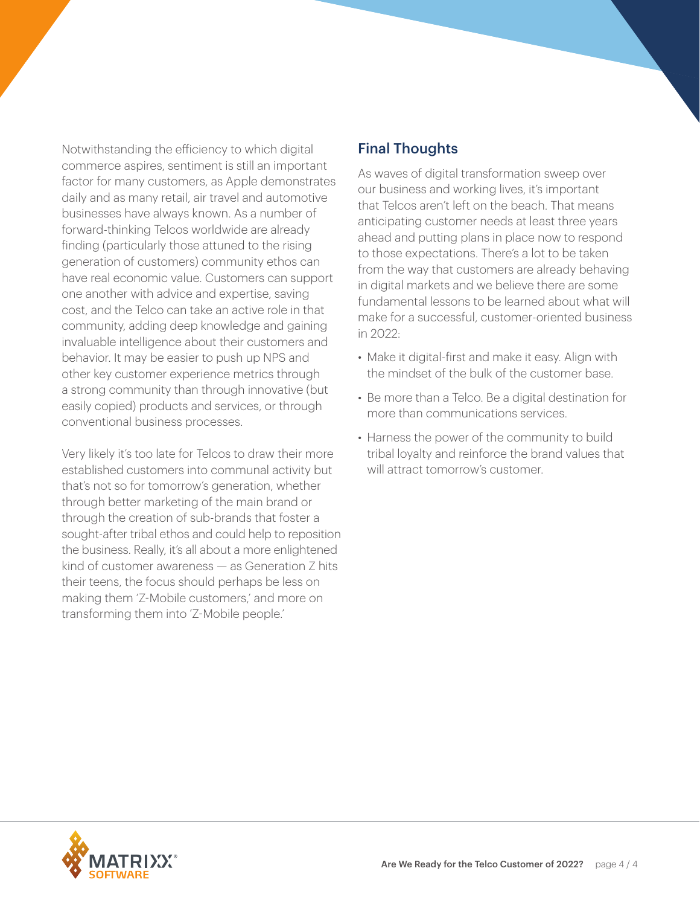Notwithstanding the efficiency to which digital commerce aspires, sentiment is still an important factor for many customers, as Apple demonstrates daily and as many retail, air travel and automotive businesses have always known. As a number of forward-thinking Telcos worldwide are already finding (particularly those attuned to the rising generation of customers) community ethos can have real economic value. Customers can support one another with advice and expertise, saving cost, and the Telco can take an active role in that community, adding deep knowledge and gaining invaluable intelligence about their customers and behavior. It may be easier to push up NPS and other key customer experience metrics through a strong community than through innovative (but easily copied) products and services, or through conventional business processes.

Very likely it's too late for Telcos to draw their more established customers into communal activity but that's not so for tomorrow's generation, whether through better marketing of the main brand or through the creation of sub-brands that foster a sought-after tribal ethos and could help to reposition the business. Really, it's all about a more enlightened kind of customer awareness — as Generation Z hits their teens, the focus should perhaps be less on making them 'Z-Mobile customers,' and more on transforming them into 'Z-Mobile people.'

## Final Thoughts

As waves of digital transformation sweep over our business and working lives, it's important that Telcos aren't left on the beach. That means anticipating customer needs at least three years ahead and putting plans in place now to respond to those expectations. There's a lot to be taken from the way that customers are already behaving in digital markets and we believe there are some fundamental lessons to be learned about what will make for a successful, customer-oriented business in 2022:

- Make it digital-first and make it easy. Align with the mindset of the bulk of the customer base.
- Be more than a Telco. Be a digital destination for more than communications services.
- Harness the power of the community to build tribal loyalty and reinforce the brand values that will attract tomorrow's customer.